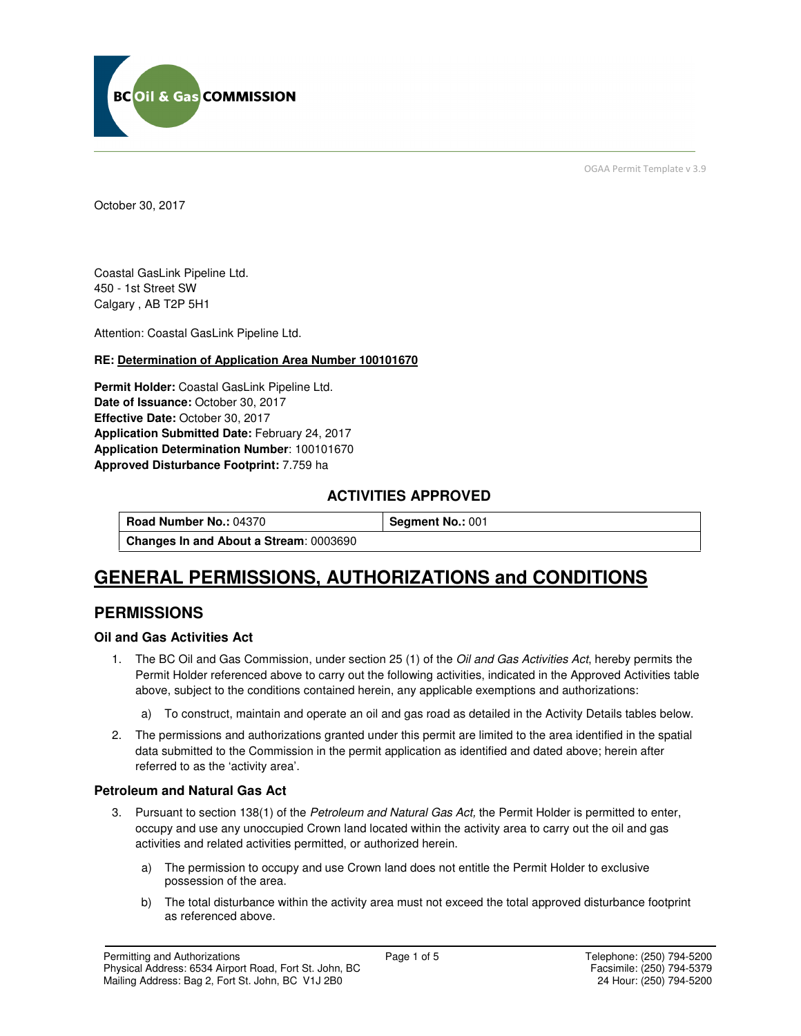OGAA Permit Template v 3.9

October 30, 2017

Coastal GasLink Pipeline Ltd.
450 - 1st Street SW
Calgary , AB T2P 5H1

Attention: Coastal GasLink Pipeline Ltd.

**RE: Determination of Application Area Number 100101670**

**Permit Holder:** Coastal GasLink Pipeline Ltd.
**Date of Issuance:** October 30, 2017
**Effective Date:** October 30, 2017
**Application Submitted Date:** February 24, 2017
**Application Determination Number**: 100101670
**Approved Disturbance Footprint:** 7.759 ha

### ACTIVITIES APPROVED

| | |
|---|---|
| **Road Number No.:** 04370 | **Segment No.:** 001 |
| **Changes In and About a Stream**: 0003690 | |

# GENERAL PERMISSIONS, AUTHORIZATIONS and CONDITIONS

## PERMISSIONS

### Oil and Gas Activities Act

1. The BC Oil and Gas Commission, under section 25 (1) of the *Oil and Gas Activities Act*, hereby permits the Permit Holder referenced above to carry out the following activities, indicated in the Approved Activities table above, subject to the conditions contained herein, any applicable exemptions and authorizations:

   a) To construct, maintain and operate an oil and gas road as detailed in the Activity Details tables below.

2. The permissions and authorizations granted under this permit are limited to the area identified in the spatial data submitted to the Commission in the permit application as identified and dated above; herein after referred to as the 'activity area'.

### Petroleum and Natural Gas Act

3. Pursuant to section 138(1) of the *Petroleum and Natural Gas Act,* the Permit Holder is permitted to enter, occupy and use any unoccupied Crown land located within the activity area to carry out the oil and gas activities and related activities permitted, or authorized herein.

   a) The permission to occupy and use Crown land does not entitle the Permit Holder to exclusive possession of the area.

   b) The total disturbance within the activity area must not exceed the total approved disturbance footprint as referenced above.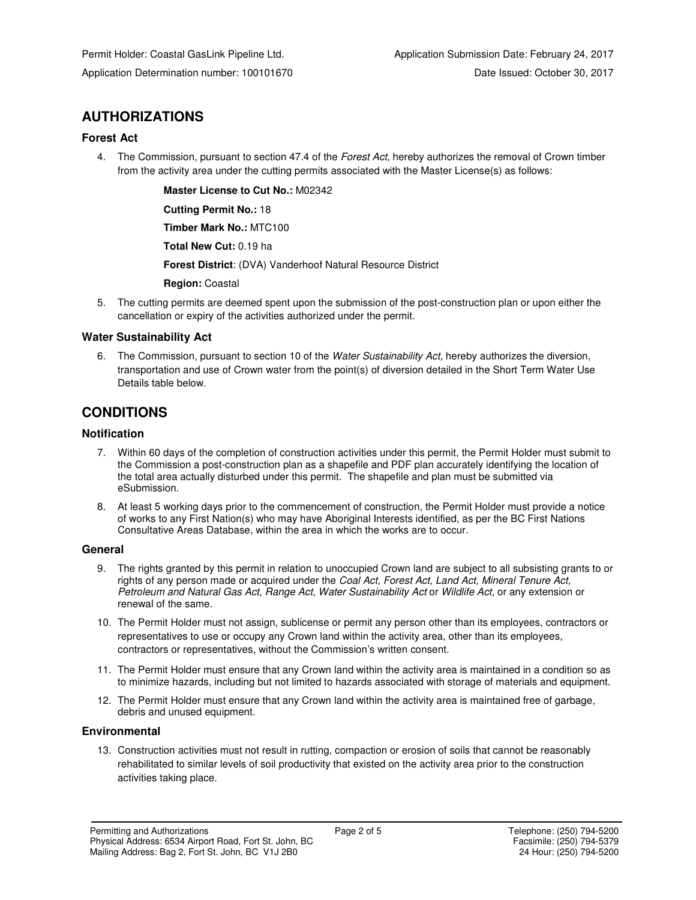Permit Holder: Coastal GasLink Pipeline Ltd. Application Submission Date: February 24, 2017

Application Determination number: 100101670 Date Issued: October 30, 2017

## AUTHORIZATIONS

### Forest Act

4. The Commission, pursuant to section 47.4 of the *Forest Act*, hereby authorizes the removal of Crown timber from the activity area under the cutting permits associated with the Master License(s) as follows:

   **Master License to Cut No.:** M02342

   **Cutting Permit No.:** 18

   **Timber Mark No.:** MTC100

   **Total New Cut:** 0.19 ha

   **Forest District**: (DVA) Vanderhoof Natural Resource District

   **Region:** Coastal

5. The cutting permits are deemed spent upon the submission of the post-construction plan or upon either the cancellation or expiry of the activities authorized under the permit.

### Water Sustainability Act

6. The Commission, pursuant to section 10 of the *Water Sustainability Act,* hereby authorizes the diversion, transportation and use of Crown water from the point(s) of diversion detailed in the Short Term Water Use Details table below.

## CONDITIONS

### Notification

7. Within 60 days of the completion of construction activities under this permit, the Permit Holder must submit to the Commission a post-construction plan as a shapefile and PDF plan accurately identifying the location of the total area actually disturbed under this permit. The shapefile and plan must be submitted via eSubmission.
8. At least 5 working days prior to the commencement of construction, the Permit Holder must provide a notice of works to any First Nation(s) who may have Aboriginal Interests identified, as per the BC First Nations Consultative Areas Database, within the area in which the works are to occur.

### General

9. The rights granted by this permit in relation to unoccupied Crown land are subject to all subsisting grants to or rights of any person made or acquired under the *Coal Act, Forest Act, Land Act, Mineral Tenure Act, Petroleum and Natural Gas Act, Range Act, Water Sustainability Act* or *Wildlife Act*, or any extension or renewal of the same.
10. The Permit Holder must not assign, sublicense or permit any person other than its employees, contractors or representatives to use or occupy any Crown land within the activity area, other than its employees, contractors or representatives, without the Commission's written consent.
11. The Permit Holder must ensure that any Crown land within the activity area is maintained in a condition so as to minimize hazards, including but not limited to hazards associated with storage of materials and equipment.
12. The Permit Holder must ensure that any Crown land within the activity area is maintained free of garbage, debris and unused equipment.

### Environmental

13. Construction activities must not result in rutting, compaction or erosion of soils that cannot be reasonably rehabilitated to similar levels of soil productivity that existed on the activity area prior to the construction activities taking place.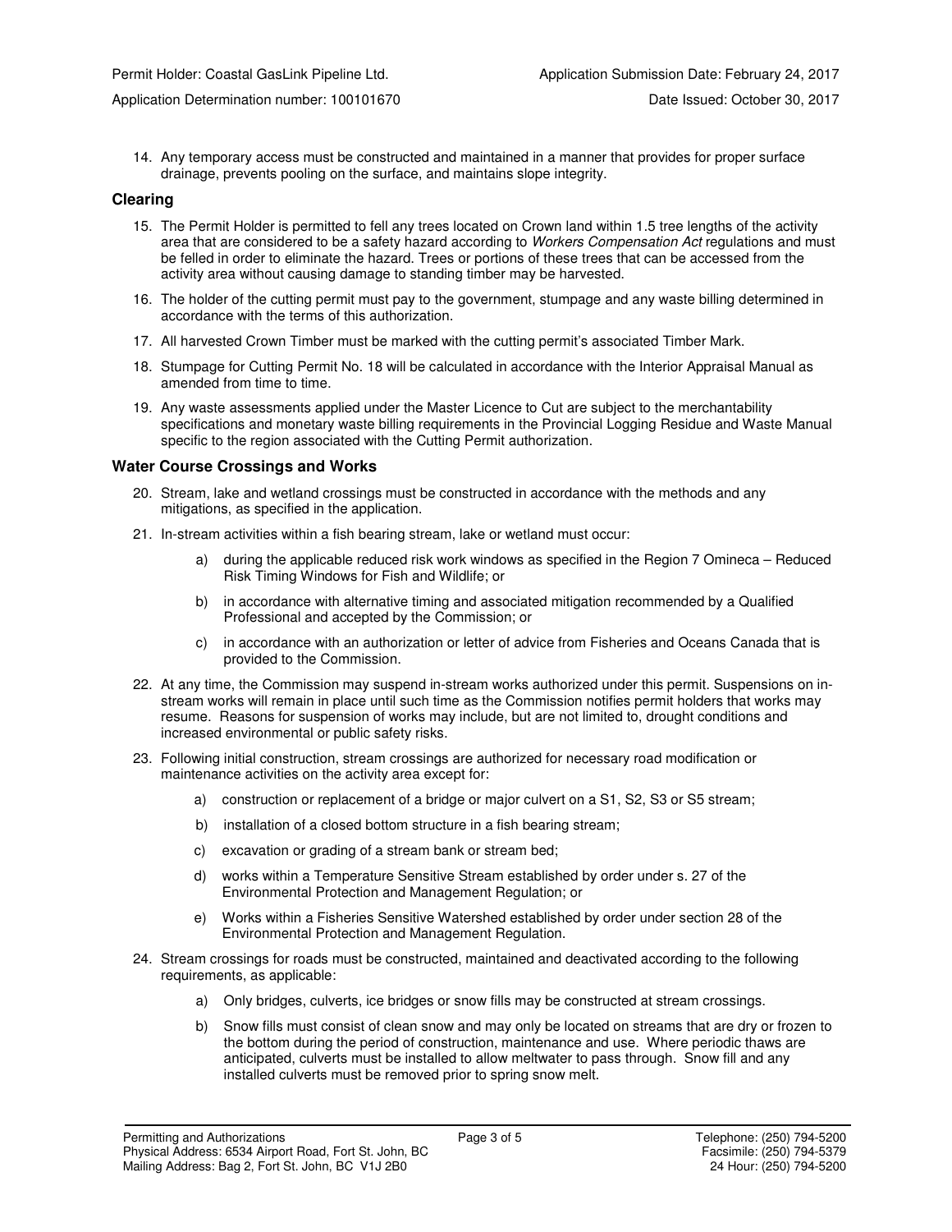14. Any temporary access must be constructed and maintained in a manner that provides for proper surface drainage, prevents pooling on the surface, and maintains slope integrity.

### Clearing

15. The Permit Holder is permitted to fell any trees located on Crown land within 1.5 tree lengths of the activity area that are considered to be a safety hazard according to *Workers Compensation Act* regulations and must be felled in order to eliminate the hazard. Trees or portions of these trees that can be accessed from the activity area without causing damage to standing timber may be harvested.
16. The holder of the cutting permit must pay to the government, stumpage and any waste billing determined in accordance with the terms of this authorization.
17. All harvested Crown Timber must be marked with the cutting permit's associated Timber Mark.
18. Stumpage for Cutting Permit No. 18 will be calculated in accordance with the Interior Appraisal Manual as amended from time to time.
19. Any waste assessments applied under the Master Licence to Cut are subject to the merchantability specifications and monetary waste billing requirements in the Provincial Logging Residue and Waste Manual specific to the region associated with the Cutting Permit authorization.

### Water Course Crossings and Works

20. Stream, lake and wetland crossings must be constructed in accordance with the methods and any mitigations, as specified in the application.
21. In-stream activities within a fish bearing stream, lake or wetland must occur:
    a) during the applicable reduced risk work windows as specified in the Region 7 Omineca – Reduced Risk Timing Windows for Fish and Wildlife; or
    b) in accordance with alternative timing and associated mitigation recommended by a Qualified Professional and accepted by the Commission; or
    c) in accordance with an authorization or letter of advice from Fisheries and Oceans Canada that is provided to the Commission.
22. At any time, the Commission may suspend in-stream works authorized under this permit. Suspensions on in-stream works will remain in place until such time as the Commission notifies permit holders that works may resume. Reasons for suspension of works may include, but are not limited to, drought conditions and increased environmental or public safety risks.
23. Following initial construction, stream crossings are authorized for necessary road modification or maintenance activities on the activity area except for:
    a) construction or replacement of a bridge or major culvert on a S1, S2, S3 or S5 stream;
    b) installation of a closed bottom structure in a fish bearing stream;
    c) excavation or grading of a stream bank or stream bed;
    d) works within a Temperature Sensitive Stream established by order under s. 27 of the Environmental Protection and Management Regulation; or
    e) Works within a Fisheries Sensitive Watershed established by order under section 28 of the Environmental Protection and Management Regulation.
24. Stream crossings for roads must be constructed, maintained and deactivated according to the following requirements, as applicable:
    a) Only bridges, culverts, ice bridges or snow fills may be constructed at stream crossings.
    b) Snow fills must consist of clean snow and may only be located on streams that are dry or frozen to the bottom during the period of construction, maintenance and use. Where periodic thaws are anticipated, culverts must be installed to allow meltwater to pass through. Snow fill and any installed culverts must be removed prior to spring snow melt.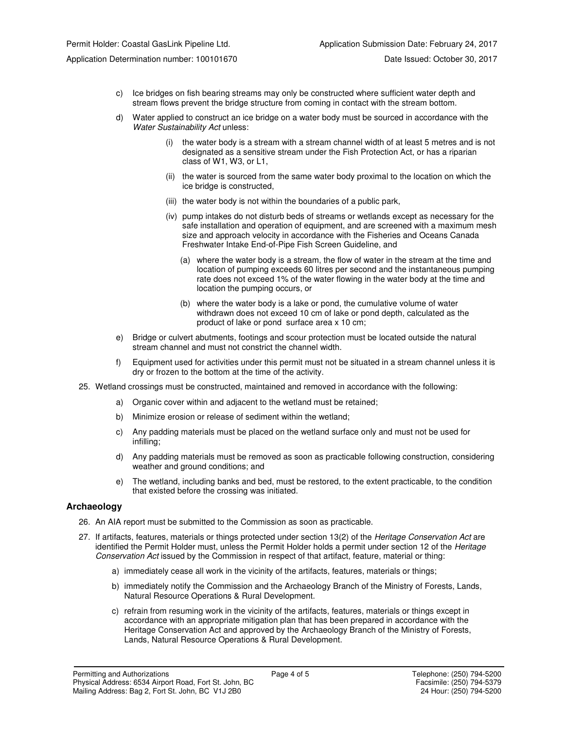c) Ice bridges on fish bearing streams may only be constructed where sufficient water depth and stream flows prevent the bridge structure from coming in contact with the stream bottom.

d) Water applied to construct an ice bridge on a water body must be sourced in accordance with the *Water Sustainability Act* unless:

   (i) the water body is a stream with a stream channel width of at least 5 metres and is not designated as a sensitive stream under the Fish Protection Act, or has a riparian class of W1, W3, or L1,

   (ii) the water is sourced from the same water body proximal to the location on which the ice bridge is constructed,

   (iii) the water body is not within the boundaries of a public park,

   (iv) pump intakes do not disturb beds of streams or wetlands except as necessary for the safe installation and operation of equipment, and are screened with a maximum mesh size and approach velocity in accordance with the Fisheries and Oceans Canada Freshwater Intake End-of-Pipe Fish Screen Guideline, and

      (a) where the water body is a stream, the flow of water in the stream at the time and location of pumping exceeds 60 litres per second and the instantaneous pumping rate does not exceed 1% of the water flowing in the water body at the time and location the pumping occurs, or

      (b) where the water body is a lake or pond, the cumulative volume of water withdrawn does not exceed 10 cm of lake or pond depth, calculated as the product of lake or pond surface area x 10 cm;

e) Bridge or culvert abutments, footings and scour protection must be located outside the natural stream channel and must not constrict the channel width.

f) Equipment used for activities under this permit must not be situated in a stream channel unless it is dry or frozen to the bottom at the time of the activity.

25. Wetland crossings must be constructed, maintained and removed in accordance with the following:

   a) Organic cover within and adjacent to the wetland must be retained;

   b) Minimize erosion or release of sediment within the wetland;

   c) Any padding materials must be placed on the wetland surface only and must not be used for infilling;

   d) Any padding materials must be removed as soon as practicable following construction, considering weather and ground conditions; and

   e) The wetland, including banks and bed, must be restored, to the extent practicable, to the condition that existed before the crossing was initiated.

## Archaeology

26. An AIA report must be submitted to the Commission as soon as practicable.

27. If artifacts, features, materials or things protected under section 13(2) of the *Heritage Conservation Act* are identified the Permit Holder must, unless the Permit Holder holds a permit under section 12 of the *Heritage Conservation Act* issued by the Commission in respect of that artifact, feature, material or thing:

   a) immediately cease all work in the vicinity of the artifacts, features, materials or things;

   b) immediately notify the Commission and the Archaeology Branch of the Ministry of Forests, Lands, Natural Resource Operations & Rural Development.

   c) refrain from resuming work in the vicinity of the artifacts, features, materials or things except in accordance with an appropriate mitigation plan that has been prepared in accordance with the Heritage Conservation Act and approved by the Archaeology Branch of the Ministry of Forests, Lands, Natural Resource Operations & Rural Development.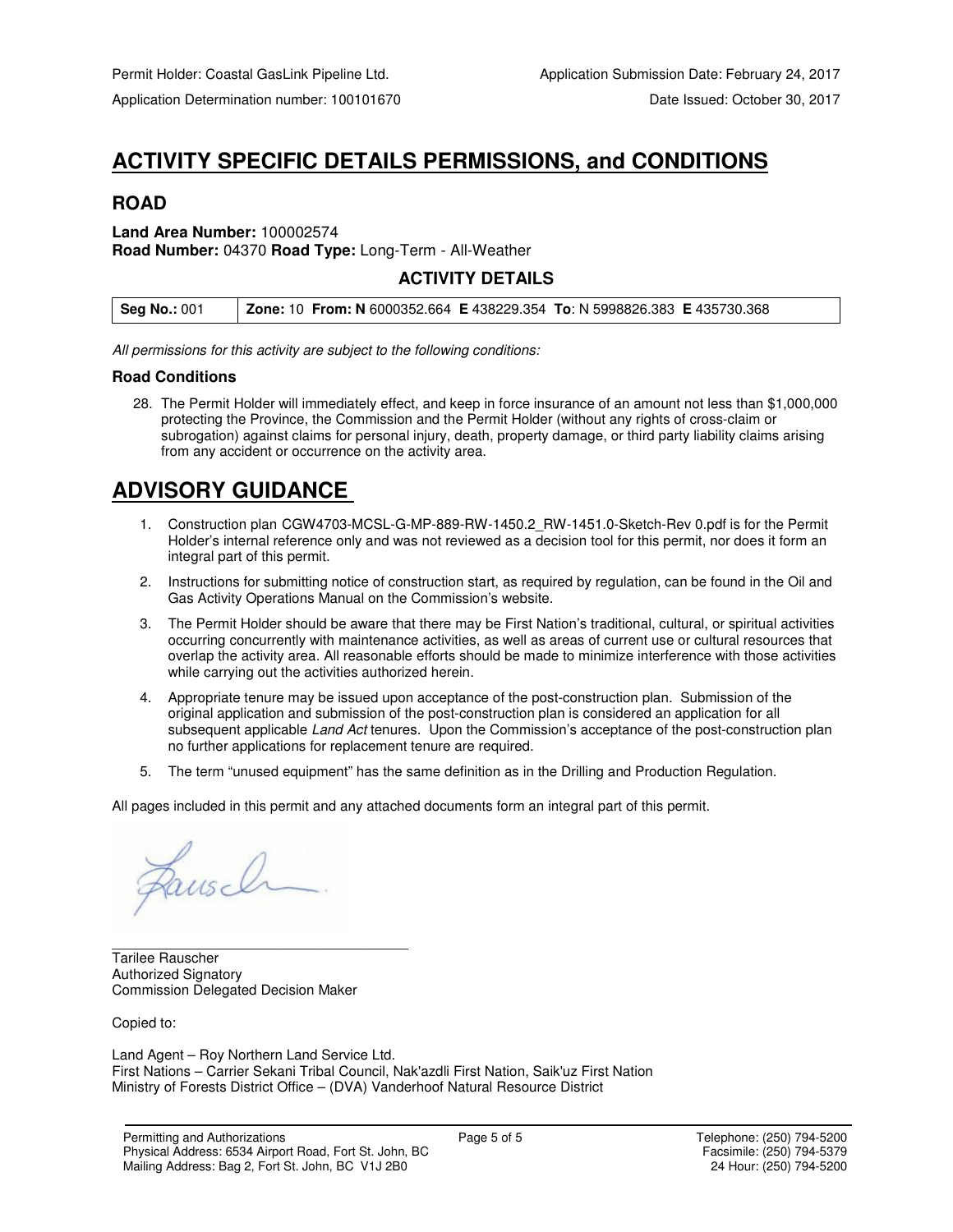Permit Holder: Coastal GasLink Pipeline Ltd. Application Submission Date: February 24, 2017

Application Determination number: 100101670 Date Issued: October 30, 2017

# ACTIVITY SPECIFIC DETAILS PERMISSIONS, and CONDITIONS

## ROAD

**Land Area Number:** 100002574
**Road Number:** 04370 **Road Type:** Long-Term - All-Weather

### ACTIVITY DETAILS

| | |
|---|---|
| **Seg No.:** 001 | **Zone:** 10 **From: N** 6000352.664 **E** 438229.354 **To**: N 5998826.383 **E** 435730.368 |

*All permissions for this activity are subject to the following conditions:*

**Road Conditions**

28. The Permit Holder will immediately effect, and keep in force insurance of an amount not less than $1,000,000 protecting the Province, the Commission and the Permit Holder (without any rights of cross-claim or subrogation) against claims for personal injury, death, property damage, or third party liability claims arising from any accident or occurrence on the activity area.

# ADVISORY GUIDANCE

1. Construction plan CGW4703-MCSL-G-MP-889-RW-1450.2_RW-1451.0-Sketch-Rev 0.pdf is for the Permit Holder's internal reference only and was not reviewed as a decision tool for this permit, nor does it form an integral part of this permit.
2. Instructions for submitting notice of construction start, as required by regulation, can be found in the Oil and Gas Activity Operations Manual on the Commission's website.
3. The Permit Holder should be aware that there may be First Nation's traditional, cultural, or spiritual activities occurring concurrently with maintenance activities, as well as areas of current use or cultural resources that overlap the activity area. All reasonable efforts should be made to minimize interference with those activities while carrying out the activities authorized herein.
4. Appropriate tenure may be issued upon acceptance of the post-construction plan. Submission of the original application and submission of the post-construction plan is considered an application for all subsequent applicable *Land Act* tenures. Upon the Commission's acceptance of the post-construction plan no further applications for replacement tenure are required.
5. The term "unused equipment" has the same definition as in the Drilling and Production Regulation.

All pages included in this permit and any attached documents form an integral part of this permit.

\_\_\_\_\_\_\_\_\_\_\_\_\_\_\_\_\_\_\_\_\_\_\_\_\_\_\_\_\_\_\_\_\_\_\_\_\_\_

Tarilee Rauscher
Authorized Signatory
Commission Delegated Decision Maker

Copied to:

Land Agent – Roy Northern Land Service Ltd.
First Nations – Carrier Sekani Tribal Council, Nak'azdli First Nation, Saik'uz First Nation
Ministry of Forests District Office – (DVA) Vanderhoof Natural Resource District

Permitting and Authorizations
Physical Address: 6534 Airport Road, Fort St. John, BC
Mailing Address: Bag 2, Fort St. John, BC V1J 2B0

Telephone: (250) 794-5200
Facsimile: (250) 794-5379
24 Hour: (250) 794-5200